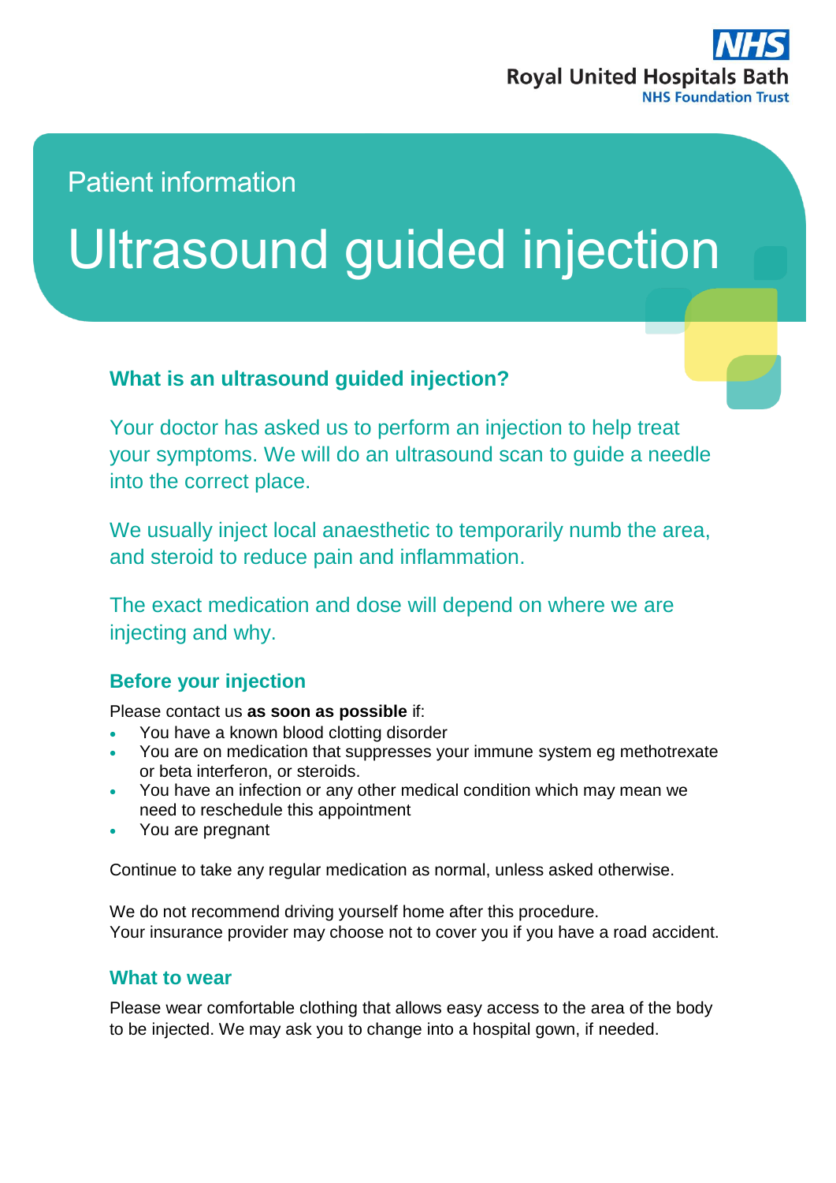Royal United Hospitals Bath
NHS Foundation Trust

Patient information

# Ultrasound guided injection

## What is an ultrasound guided injection?

Your doctor has asked us to perform an injection to help treat your symptoms. We will do an ultrasound scan to guide a needle into the correct place.

We usually inject local anaesthetic to temporarily numb the area, and steroid to reduce pain and inflammation.

The exact medication and dose will depend on where we are injecting and why.

### Before your injection

Please contact us **as soon as possible** if:

- You have a known blood clotting disorder
- You are on medication that suppresses your immune system eg methotrexate or beta interferon, or steroids.
- You have an infection or any other medical condition which may mean we need to reschedule this appointment
- You are pregnant

Continue to take any regular medication as normal, unless asked otherwise.

We do not recommend driving yourself home after this procedure.
Your insurance provider may choose not to cover you if you have a road accident.

### What to wear

Please wear comfortable clothing that allows easy access to the area of the body to be injected. We may ask you to change into a hospital gown, if needed.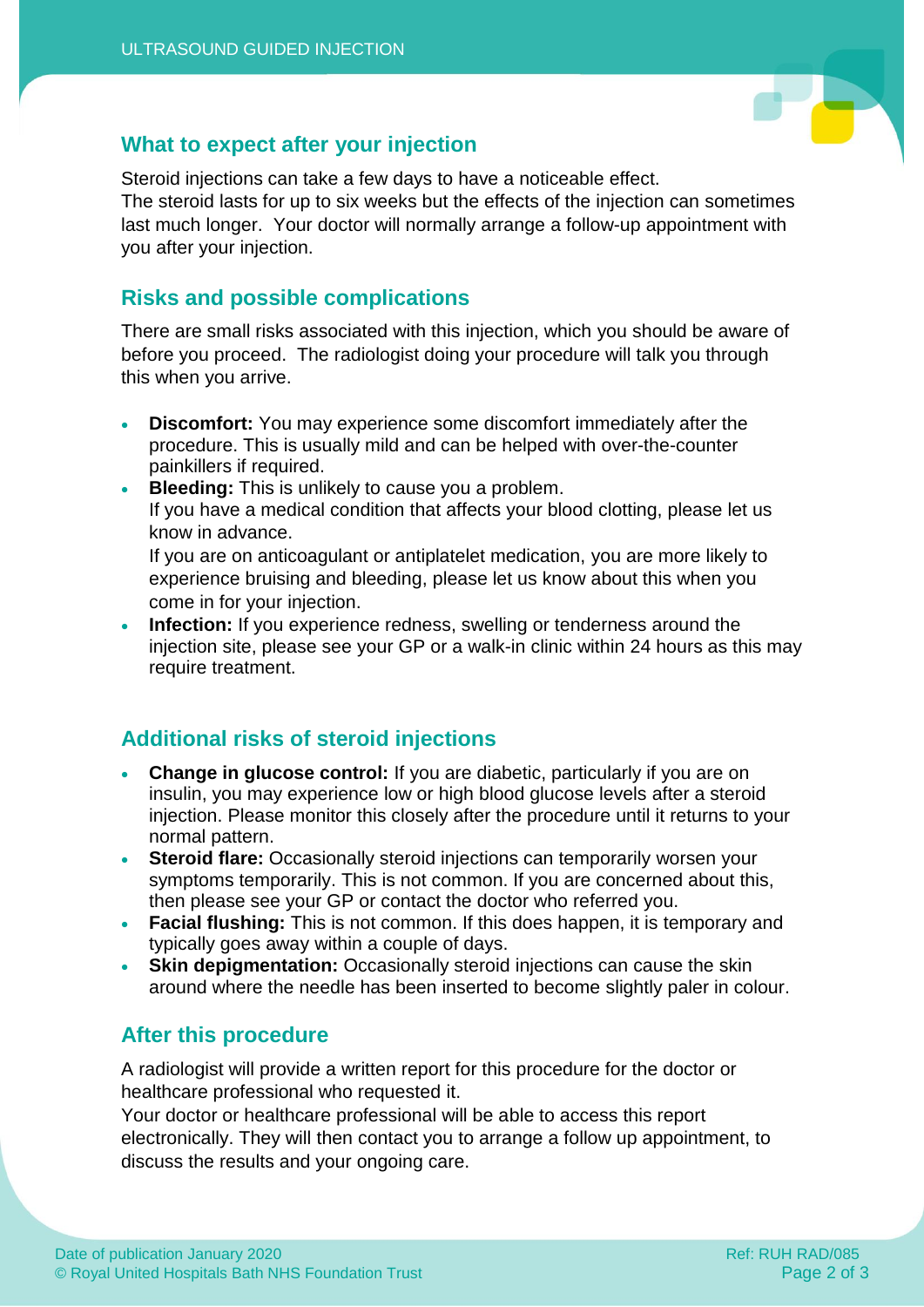## What to expect after your injection

Steroid injections can take a few days to have a noticeable effect.
The steroid lasts for up to six weeks but the effects of the injection can sometimes last much longer. Your doctor will normally arrange a follow-up appointment with you after your injection.

## Risks and possible complications

There are small risks associated with this injection, which you should be aware of before you proceed. The radiologist doing your procedure will talk you through this when you arrive.

- **Discomfort:** You may experience some discomfort immediately after the procedure. This is usually mild and can be helped with over-the-counter painkillers if required.
- **Bleeding:** This is unlikely to cause you a problem.
  If you have a medical condition that affects your blood clotting, please let us know in advance.
  If you are on anticoagulant or antiplatelet medication, you are more likely to experience bruising and bleeding, please let us know about this when you come in for your injection.
- **Infection:** If you experience redness, swelling or tenderness around the injection site, please see your GP or a walk-in clinic within 24 hours as this may require treatment.

## Additional risks of steroid injections

- **Change in glucose control:** If you are diabetic, particularly if you are on insulin, you may experience low or high blood glucose levels after a steroid injection. Please monitor this closely after the procedure until it returns to your normal pattern.
- **Steroid flare:** Occasionally steroid injections can temporarily worsen your symptoms temporarily. This is not common. If you are concerned about this, then please see your GP or contact the doctor who referred you.
- **Facial flushing:** This is not common. If this does happen, it is temporary and typically goes away within a couple of days.
- **Skin depigmentation:** Occasionally steroid injections can cause the skin around where the needle has been inserted to become slightly paler in colour.

## After this procedure

A radiologist will provide a written report for this procedure for the doctor or healthcare professional who requested it.
Your doctor or healthcare professional will be able to access this report electronically. They will then contact you to arrange a follow up appointment, to discuss the results and your ongoing care.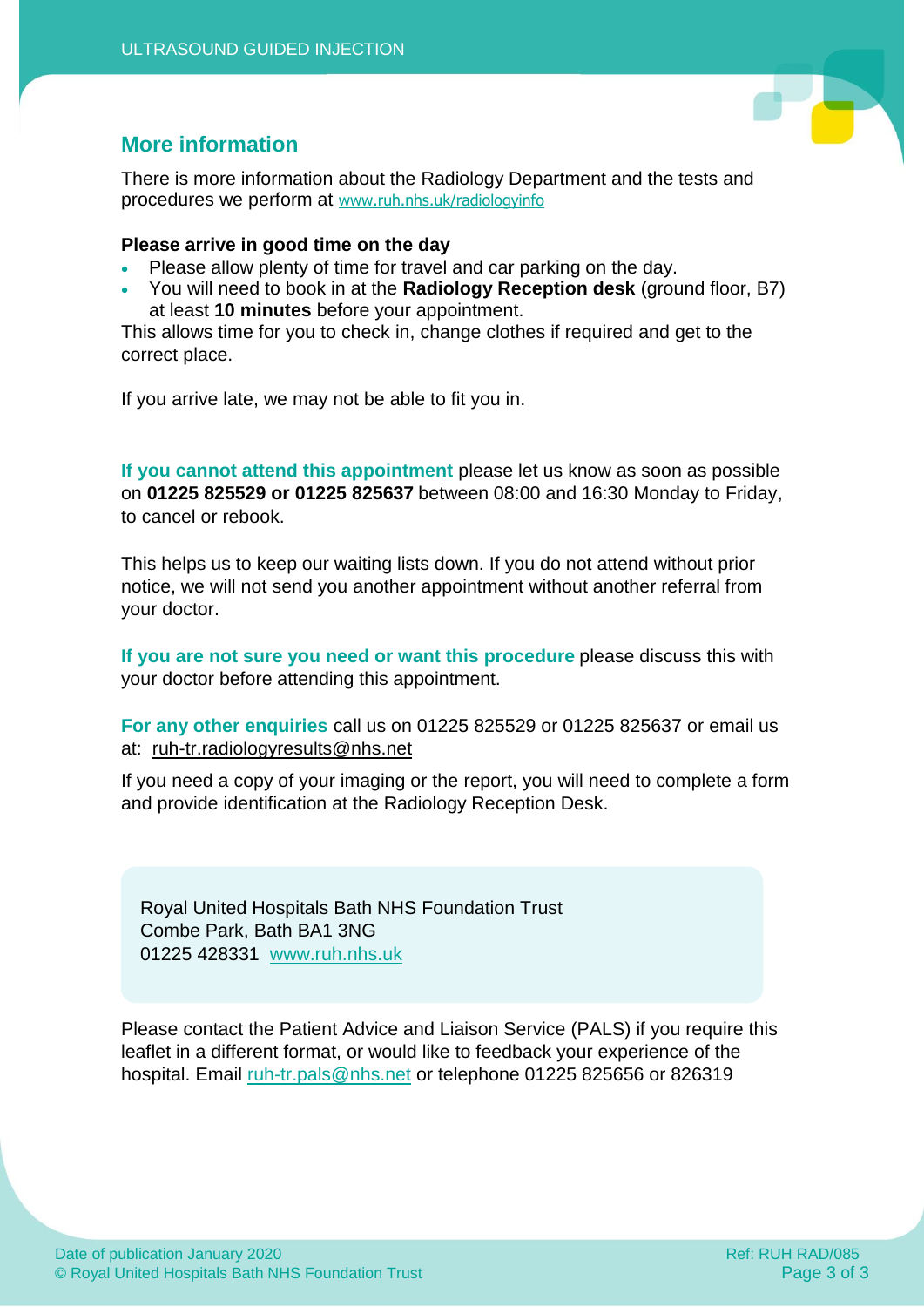## More information

There is more information about the Radiology Department and the tests and procedures we perform at www.ruh.nhs.uk/radiologyinfo

**Please arrive in good time on the day**

- Please allow plenty of time for travel and car parking on the day.
- You will need to book in at the **Radiology Reception desk** (ground floor, B7) at least **10 minutes** before your appointment.

This allows time for you to check in, change clothes if required and get to the correct place.

If you arrive late, we may not be able to fit you in.

**If you cannot attend this appointment** please let us know as soon as possible on **01225 825529 or 01225 825637** between 08:00 and 16:30 Monday to Friday, to cancel or rebook.

This helps us to keep our waiting lists down. If you do not attend without prior notice, we will not send you another appointment without another referral from your doctor.

**If you are not sure you need or want this procedure** please discuss this with your doctor before attending this appointment.

**For any other enquiries** call us on 01225 825529 or 01225 825637 or email us at: ruh-tr.radiologyresults@nhs.net

If you need a copy of your imaging or the report, you will need to complete a form and provide identification at the Radiology Reception Desk.

Royal United Hospitals Bath NHS Foundation Trust
Combe Park, Bath BA1 3NG
01225 428331 www.ruh.nhs.uk

Please contact the Patient Advice and Liaison Service (PALS) if you require this leaflet in a different format, or would like to feedback your experience of the hospital. Email ruh-tr.pals@nhs.net or telephone 01225 825656 or 826319

Date of publication January 2020
© Royal United Hospitals Bath NHS Foundation Trust
Ref: RUH RAD/085